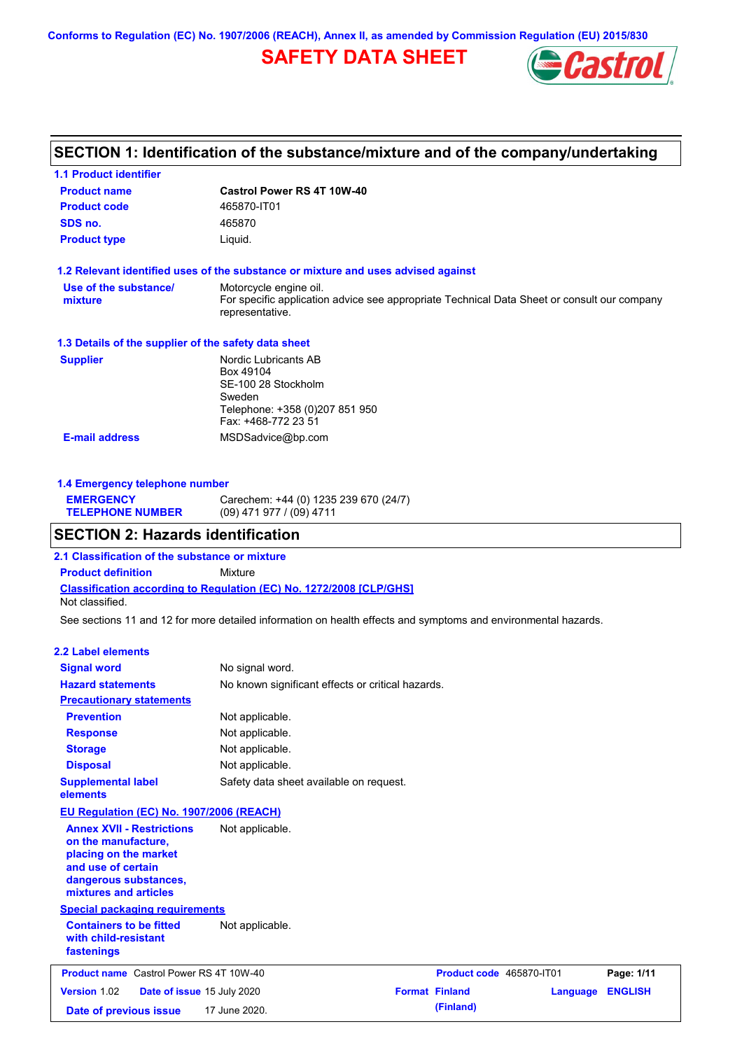Conforms to Regulation (EC) No. 1907/2006 (REACH), Annex II, as amended by Commission Regulation (EU) 2015/830

# SAFETY DATA SHEET

## SECTION 1: Identification of the substance/mixture and of the company/undertaking

### 1.1 Product identifier

| | |
|---|---|
| **Product name** | **Castrol Power RS 4T 10W-40** |
| **Product code** | 465870-IT01 |
| **SDS no.** | 465870 |
| **Product type** | Liquid. |

### 1.2 Relevant identified uses of the substance or mixture and uses advised against

**Use of the substance/ mixture**: Motorcycle engine oil.
For specific application advice see appropriate Technical Data Sheet or consult our company representative.

### 1.3 Details of the supplier of the safety data sheet

**Supplier**: Nordic Lubricants AB
Box 49104
SE-100 28 Stockholm
Sweden
Telephone: +358 (0)207 851 950
Fax: +468-772 23 51

**E-mail address**: MSDSadvice@bp.com

### 1.4 Emergency telephone number

**EMERGENCY TELEPHONE NUMBER**: Carechem: +44 (0) 1235 239 670 (24/7)
(09) 471 977 / (09) 4711

## SECTION 2: Hazards identification

### 2.1 Classification of the substance or mixture

**Product definition**: Mixture

**Classification according to Regulation (EC) No. 1272/2008 [CLP/GHS]**
Not classified.

See sections 11 and 12 for more detailed information on health effects and symptoms and environmental hazards.

### 2.2 Label elements

| | |
|---|---|
| **Signal word** | No signal word. |
| **Hazard statements** | No known significant effects or critical hazards. |

**Precautionary statements**

| | |
|---|---|
| **Prevention** | Not applicable. |
| **Response** | Not applicable. |
| **Storage** | Not applicable. |
| **Disposal** | Not applicable. |
| **Supplemental label elements** | Safety data sheet available on request. |

**EU Regulation (EC) No. 1907/2006 (REACH)**

**Annex XVII - Restrictions on the manufacture, placing on the market and use of certain dangerous substances, mixtures and articles**: Not applicable.

**Special packaging requirements**

**Containers to be fitted with child-resistant fastenings**: Not applicable.

| | | | |
|---|---|---|---|
| **Product name** Castrol Power RS 4T 10W-40 | | **Product code** 465870-IT01 | |
| **Version** 1.02 | **Date of issue** 15 July 2020 | **Format** Finland (Finland) | **Language** ENGLISH |
| **Date of previous issue** | 17 June 2020. | | |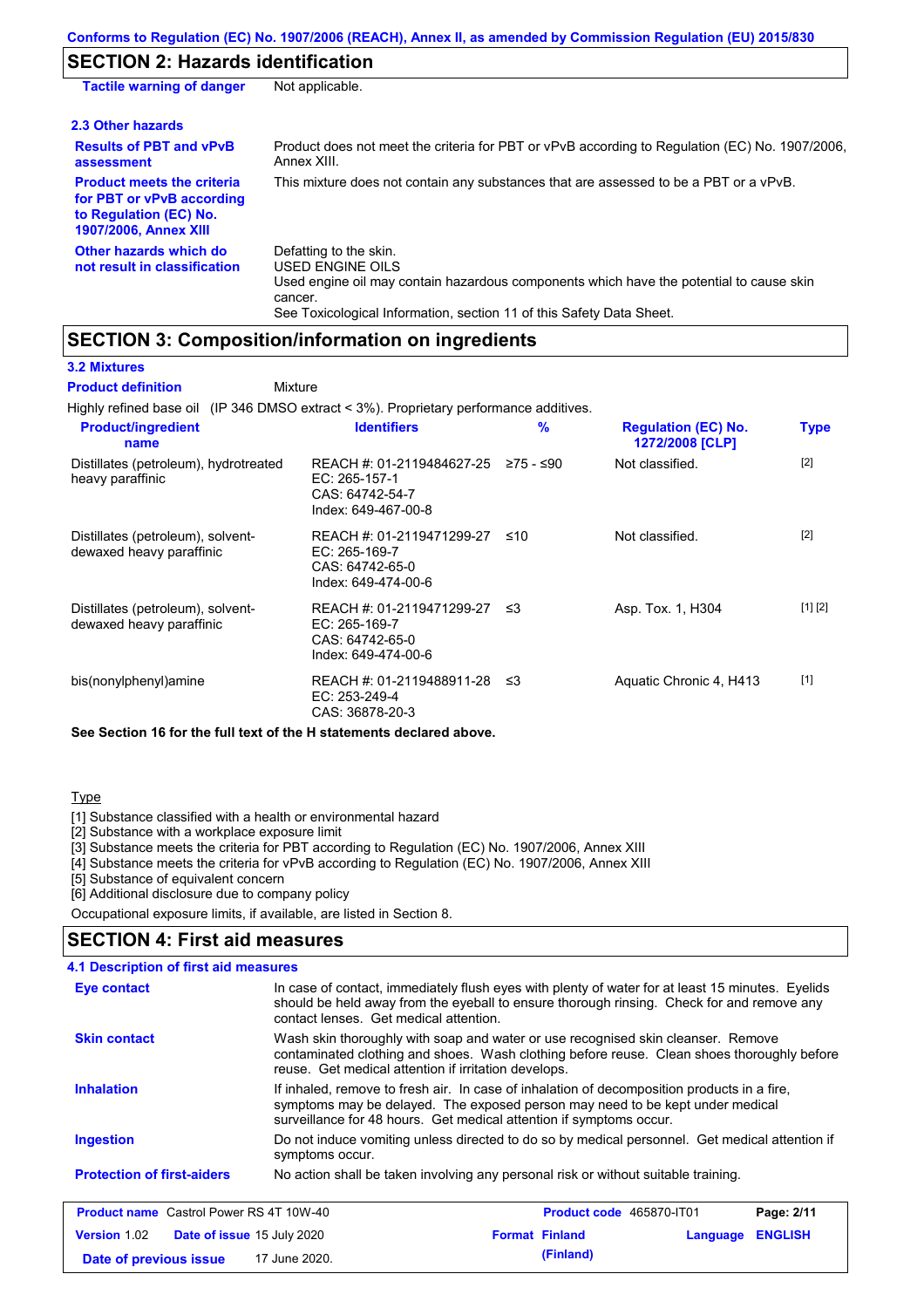## SECTION 2: Hazards identification

**Tactile warning of danger** Not applicable.

### 2.3 Other hazards

**Results of PBT and vPvB assessment**: Product does not meet the criteria for PBT or vPvB according to Regulation (EC) No. 1907/2006, Annex XIII.

**Product meets the criteria for PBT or vPvB according to Regulation (EC) No. 1907/2006, Annex XIII**: This mixture does not contain any substances that are assessed to be a PBT or a vPvB.

**Other hazards which do not result in classification**: Defatting to the skin.
USED ENGINE OILS
Used engine oil may contain hazardous components which have the potential to cause skin cancer.
See Toxicological Information, section 11 of this Safety Data Sheet.

## SECTION 3: Composition/information on ingredients

### 3.2 Mixtures

**Product definition** Mixture

Highly refined base oil (IP 346 DMSO extract < 3%). Proprietary performance additives.

| Product/ingredient name | Identifiers | % | Regulation (EC) No. 1272/2008 [CLP] | Type |
|---|---|---|---|---|
| Distillates (petroleum), hydrotreated heavy paraffinic | REACH #: 01-2119484627-25<br>EC: 265-157-1<br>CAS: 64742-54-7<br>Index: 649-467-00-8 | ≥75 - ≤90 | Not classified. | [2] |
| Distillates (petroleum), solvent-dewaxed heavy paraffinic | REACH #: 01-2119471299-27<br>EC: 265-169-7<br>CAS: 64742-65-0<br>Index: 649-474-00-6 | ≤10 | Not classified. | [2] |
| Distillates (petroleum), solvent-dewaxed heavy paraffinic | REACH #: 01-2119471299-27<br>EC: 265-169-7<br>CAS: 64742-65-0<br>Index: 649-474-00-6 | ≤3 | Asp. Tox. 1, H304 | [1] [2] |
| bis(nonylphenyl)amine | REACH #: 01-2119488911-28<br>EC: 253-249-4<br>CAS: 36878-20-3 | ≤3 | Aquatic Chronic 4, H413 | [1] |

**See Section 16 for the full text of the H statements declared above.**

Type

[1] Substance classified with a health or environmental hazard
[2] Substance with a workplace exposure limit
[3] Substance meets the criteria for PBT according to Regulation (EC) No. 1907/2006, Annex XIII
[4] Substance meets the criteria for vPvB according to Regulation (EC) No. 1907/2006, Annex XIII
[5] Substance of equivalent concern
[6] Additional disclosure due to company policy

Occupational exposure limits, if available, are listed in Section 8.

## SECTION 4: First aid measures

### 4.1 Description of first aid measures

**Eye contact**: In case of contact, immediately flush eyes with plenty of water for at least 15 minutes. Eyelids should be held away from the eyeball to ensure thorough rinsing. Check for and remove any contact lenses. Get medical attention.

**Skin contact**: Wash skin thoroughly with soap and water or use recognised skin cleanser. Remove contaminated clothing and shoes. Wash clothing before reuse. Clean shoes thoroughly before reuse. Get medical attention if irritation develops.

**Inhalation**: If inhaled, remove to fresh air. In case of inhalation of decomposition products in a fire, symptoms may be delayed. The exposed person may need to be kept under medical surveillance for 48 hours. Get medical attention if symptoms occur.

**Ingestion**: Do not induce vomiting unless directed to do so by medical personnel. Get medical attention if symptoms occur.

**Protection of first-aiders**: No action shall be taken involving any personal risk or without suitable training.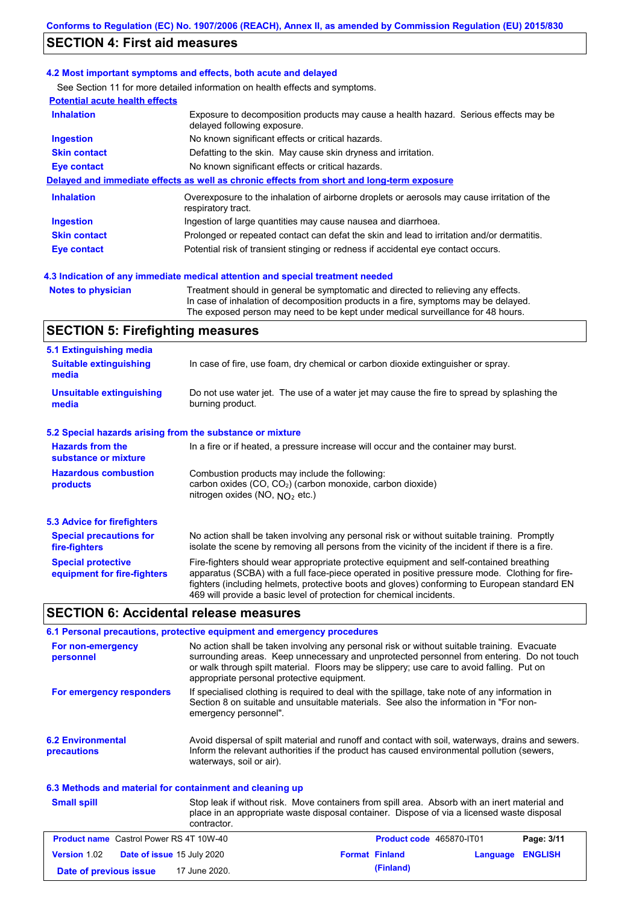## SECTION 4: First aid measures

### 4.2 Most important symptoms and effects, both acute and delayed

See Section 11 for more detailed information on health effects and symptoms.

**Potential acute health effects**

| | |
|---|---|
| **Inhalation** | Exposure to decomposition products may cause a health hazard. Serious effects may be delayed following exposure. |
| **Ingestion** | No known significant effects or critical hazards. |
| **Skin contact** | Defatting to the skin. May cause skin dryness and irritation. |
| **Eye contact** | No known significant effects or critical hazards. |

**Delayed and immediate effects as well as chronic effects from short and long-term exposure**

| | |
|---|---|
| **Inhalation** | Overexposure to the inhalation of airborne droplets or aerosols may cause irritation of the respiratory tract. |
| **Ingestion** | Ingestion of large quantities may cause nausea and diarrhoea. |
| **Skin contact** | Prolonged or repeated contact can defat the skin and lead to irritation and/or dermatitis. |
| **Eye contact** | Potential risk of transient stinging or redness if accidental eye contact occurs. |

### 4.3 Indication of any immediate medical attention and special treatment needed

| | |
|---|---|
| **Notes to physician** | Treatment should in general be symptomatic and directed to relieving any effects. In case of inhalation of decomposition products in a fire, symptoms may be delayed. The exposed person may need to be kept under medical surveillance for 48 hours. |

## SECTION 5: Firefighting measures

### 5.1 Extinguishing media

| | |
|---|---|
| **Suitable extinguishing media** | In case of fire, use foam, dry chemical or carbon dioxide extinguisher or spray. |
| **Unsuitable extinguishing media** | Do not use water jet. The use of a water jet may cause the fire to spread by splashing the burning product. |

### 5.2 Special hazards arising from the substance or mixture

| | |
|---|---|
| **Hazards from the substance or mixture** | In a fire or if heated, a pressure increase will occur and the container may burst. |
| **Hazardous combustion products** | Combustion products may include the following: carbon oxides (CO, $CO_2$) (carbon monoxide, carbon dioxide) nitrogen oxides (NO, $NO_2$ etc.) |

### 5.3 Advice for firefighters

| | |
|---|---|
| **Special precautions for fire-fighters** | No action shall be taken involving any personal risk or without suitable training. Promptly isolate the scene by removing all persons from the vicinity of the incident if there is a fire. |
| **Special protective equipment for fire-fighters** | Fire-fighters should wear appropriate protective equipment and self-contained breathing apparatus (SCBA) with a full face-piece operated in positive pressure mode. Clothing for fire-fighters (including helmets, protective boots and gloves) conforming to European standard EN 469 will provide a basic level of protection for chemical incidents. |

## SECTION 6: Accidental release measures

### 6.1 Personal precautions, protective equipment and emergency procedures

| | |
|---|---|
| **For non-emergency personnel** | No action shall be taken involving any personal risk or without suitable training. Evacuate surrounding areas. Keep unnecessary and unprotected personnel from entering. Do not touch or walk through spilt material. Floors may be slippery; use care to avoid falling. Put on appropriate personal protective equipment. |
| **For emergency responders** | If specialised clothing is required to deal with the spillage, take note of any information in Section 8 on suitable and unsuitable materials. See also the information in "For non-emergency personnel". |

| | |
|---|---|
| **6.2 Environmental precautions** | Avoid dispersal of spilt material and runoff and contact with soil, waterways, drains and sewers. Inform the relevant authorities if the product has caused environmental pollution (sewers, waterways, soil or air). |

### 6.3 Methods and material for containment and cleaning up

| | |
|---|---|
| **Small spill** | Stop leak if without risk. Move containers from spill area. Absorb with an inert material and place in an appropriate waste disposal container. Dispose of via a licensed waste disposal contractor. |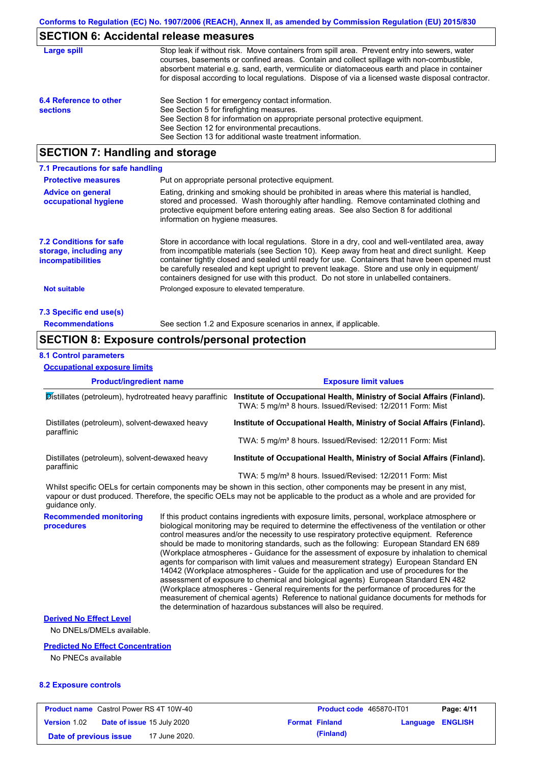## SECTION 6: Accidental release measures

**Large spill**

Stop leak if without risk. Move containers from spill area. Prevent entry into sewers, water courses, basements or confined areas. Contain and collect spillage with non-combustible, absorbent material e.g. sand, earth, vermiculite or diatomaceous earth and place in container for disposal according to local regulations. Dispose of via a licensed waste disposal contractor.

**6.4 Reference to other sections**

See Section 1 for emergency contact information.
See Section 5 for firefighting measures.
See Section 8 for information on appropriate personal protective equipment.
See Section 12 for environmental precautions.
See Section 13 for additional waste treatment information.

## SECTION 7: Handling and storage

### 7.1 Precautions for safe handling

**Protective measures**

Put on appropriate personal protective equipment.

**Advice on general occupational hygiene**

Eating, drinking and smoking should be prohibited in areas where this material is handled, stored and processed. Wash thoroughly after handling. Remove contaminated clothing and protective equipment before entering eating areas. See also Section 8 for additional information on hygiene measures.

**7.2 Conditions for safe storage, including any incompatibilities**

Store in accordance with local regulations. Store in a dry, cool and well-ventilated area, away from incompatible materials (see Section 10). Keep away from heat and direct sunlight. Keep container tightly closed and sealed until ready for use. Containers that have been opened must be carefully resealed and kept upright to prevent leakage. Store and use only in equipment/ containers designed for use with this product. Do not store in unlabelled containers.

**Not suitable**

Prolonged exposure to elevated temperature.

### 7.3 Specific end use(s)

**Recommendations**

See section 1.2 and Exposure scenarios in annex, if applicable.

## SECTION 8: Exposure controls/personal protection

### 8.1 Control parameters

**Occupational exposure limits**

| Product/ingredient name | Exposure limit values |
|---|---|
| Distillates (petroleum), hydrotreated heavy paraffinic | **Institute of Occupational Health, Ministry of Social Affairs (Finland).** TWA: 5 mg/m³ 8 hours. Issued/Revised: 12/2011 Form: Mist |
| Distillates (petroleum), solvent-dewaxed heavy paraffinic | **Institute of Occupational Health, Ministry of Social Affairs (Finland).** TWA: 5 mg/m³ 8 hours. Issued/Revised: 12/2011 Form: Mist |
| Distillates (petroleum), solvent-dewaxed heavy paraffinic | **Institute of Occupational Health, Ministry of Social Affairs (Finland).** TWA: 5 mg/m³ 8 hours. Issued/Revised: 12/2011 Form: Mist |

Whilst specific OELs for certain components may be shown in this section, other components may be present in any mist, vapour or dust produced. Therefore, the specific OELs may not be applicable to the product as a whole and are provided for guidance only.

**Recommended monitoring procedures**

If this product contains ingredients with exposure limits, personal, workplace atmosphere or biological monitoring may be required to determine the effectiveness of the ventilation or other control measures and/or the necessity to use respiratory protective equipment. Reference should be made to monitoring standards, such as the following: European Standard EN 689 (Workplace atmospheres - Guidance for the assessment of exposure by inhalation to chemical agents for comparison with limit values and measurement strategy) European Standard EN 14042 (Workplace atmospheres - Guide for the application and use of procedures for the assessment of exposure to chemical and biological agents) European Standard EN 482 (Workplace atmospheres - General requirements for the performance of procedures for the measurement of chemical agents) Reference to national guidance documents for methods for the determination of hazardous substances will also be required.

**Derived No Effect Level**

No DNELs/DMELs available.

**Predicted No Effect Concentration**

No PNECs available

### 8.2 Exposure controls

| Product name | Castrol Power RS 4T 10W-40 | Product code | 465870-IT01 |
|---|---|---|---|
| Version | 1.02 | Date of issue | 15 July 2020 |
| Format | Finland (Finland) | Language | ENGLISH |
| Date of previous issue | 17 June 2020. | | |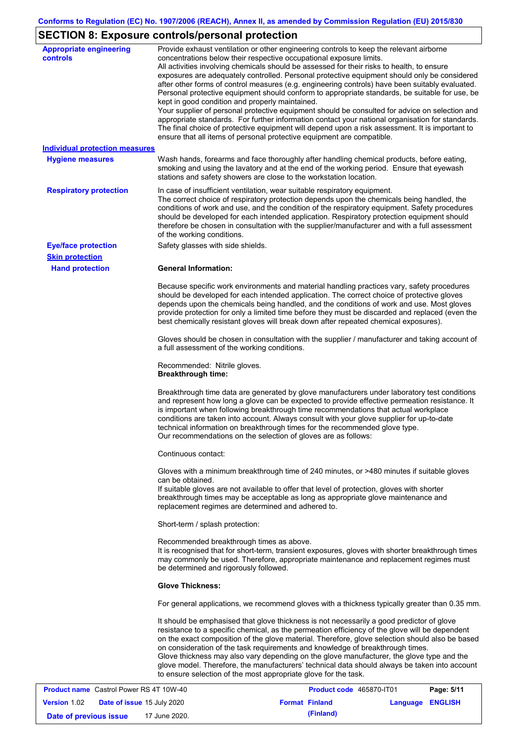## SECTION 8: Exposure controls/personal protection

**Appropriate engineering controls**

Provide exhaust ventilation or other engineering controls to keep the relevant airborne concentrations below their respective occupational exposure limits.
All activities involving chemicals should be assessed for their risks to health, to ensure exposures are adequately controlled. Personal protective equipment should only be considered after other forms of control measures (e.g. engineering controls) have been suitably evaluated. Personal protective equipment should conform to appropriate standards, be suitable for use, be kept in good condition and properly maintained.
Your supplier of personal protective equipment should be consulted for advice on selection and appropriate standards. For further information contact your national organisation for standards. The final choice of protective equipment will depend upon a risk assessment. It is important to ensure that all items of personal protective equipment are compatible.

**Individual protection measures**

**Hygiene measures**

Wash hands, forearms and face thoroughly after handling chemical products, before eating, smoking and using the lavatory and at the end of the working period. Ensure that eyewash stations and safety showers are close to the workstation location.

**Respiratory protection**

In case of insufficient ventilation, wear suitable respiratory equipment.
The correct choice of respiratory protection depends upon the chemicals being handled, the conditions of work and use, and the condition of the respiratory equipment. Safety procedures should be developed for each intended application. Respiratory protection equipment should therefore be chosen in consultation with the supplier/manufacturer and with a full assessment of the working conditions.

**Eye/face protection**

Safety glasses with side shields.

**Skin protection**

**Hand protection**

**General Information:**

Because specific work environments and material handling practices vary, safety procedures should be developed for each intended application. The correct choice of protective gloves depends upon the chemicals being handled, and the conditions of work and use. Most gloves provide protection for only a limited time before they must be discarded and replaced (even the best chemically resistant gloves will break down after repeated chemical exposures).

Gloves should be chosen in consultation with the supplier / manufacturer and taking account of a full assessment of the working conditions.

Recommended: Nitrile gloves.
**Breakthrough time:**

Breakthrough time data are generated by glove manufacturers under laboratory test conditions and represent how long a glove can be expected to provide effective permeation resistance. It is important when following breakthrough time recommendations that actual workplace conditions are taken into account. Always consult with your glove supplier for up-to-date technical information on breakthrough times for the recommended glove type.
Our recommendations on the selection of gloves are as follows:

Continuous contact:

Gloves with a minimum breakthrough time of 240 minutes, or >480 minutes if suitable gloves can be obtained.
If suitable gloves are not available to offer that level of protection, gloves with shorter breakthrough times may be acceptable as long as appropriate glove maintenance and replacement regimes are determined and adhered to.

Short-term / splash protection:

Recommended breakthrough times as above.
It is recognised that for short-term, transient exposures, gloves with shorter breakthrough times may commonly be used. Therefore, appropriate maintenance and replacement regimes must be determined and rigorously followed.

**Glove Thickness:**

For general applications, we recommend gloves with a thickness typically greater than 0.35 mm.

It should be emphasised that glove thickness is not necessarily a good predictor of glove resistance to a specific chemical, as the permeation efficiency of the glove will be dependent on the exact composition of the glove material. Therefore, glove selection should also be based on consideration of the task requirements and knowledge of breakthrough times.
Glove thickness may also vary depending on the glove manufacturer, the glove type and the glove model. Therefore, the manufacturers' technical data should always be taken into account to ensure selection of the most appropriate glove for the task.

| **Product name** Castrol Power RS 4T 10W-40 | **Product code** 465870-IT01 | **Page: 5/11** |
|---|---|---|
| **Version** 1.02 **Date of issue** 15 July 2020 | **Format Finland (Finland)** | **Language ENGLISH** |
| **Date of previous issue** 17 June 2020. | | |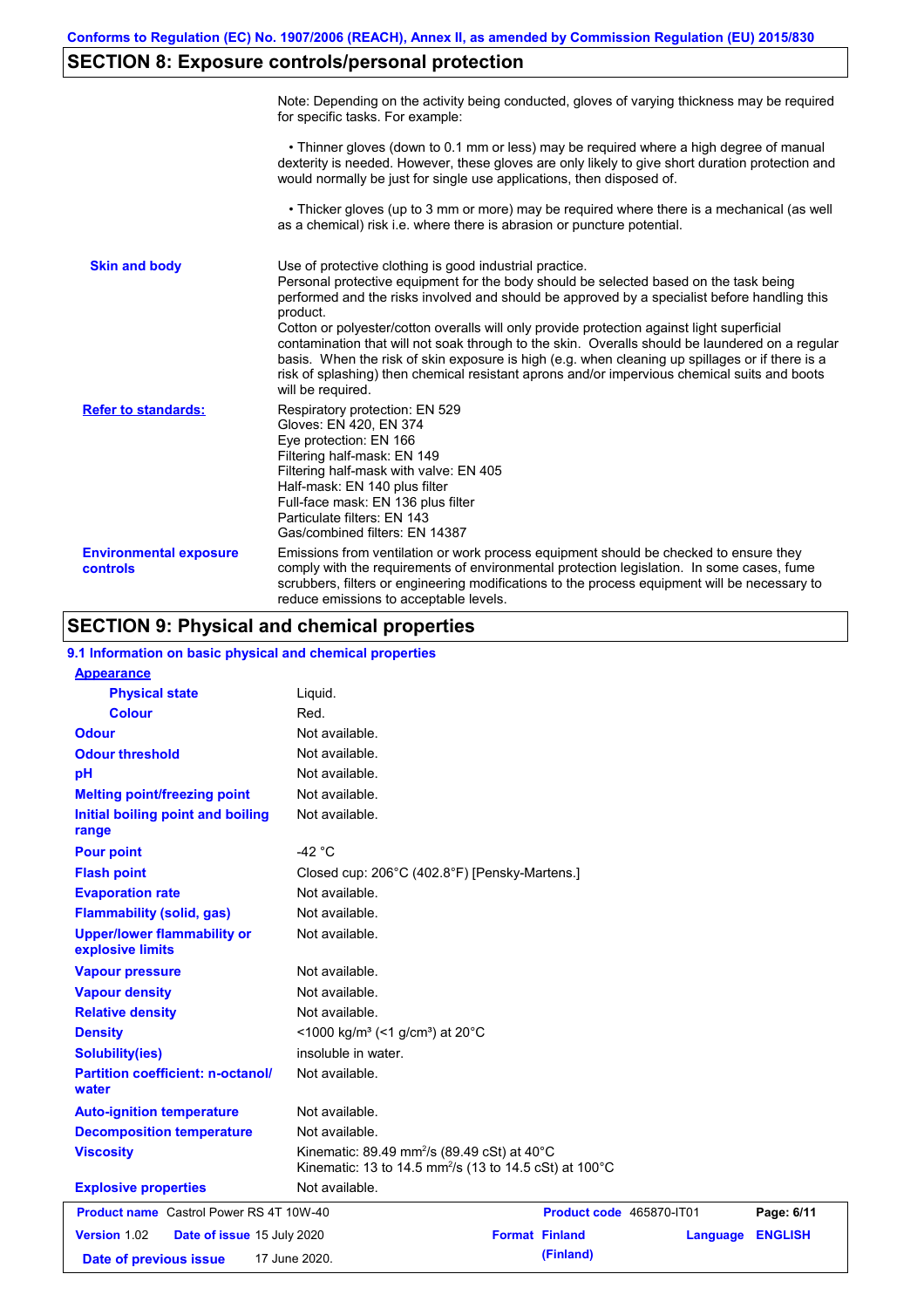## SECTION 8: Exposure controls/personal protection

Note: Depending on the activity being conducted, gloves of varying thickness may be required for specific tasks. For example:

• Thinner gloves (down to 0.1 mm or less) may be required where a high degree of manual dexterity is needed. However, these gloves are only likely to give short duration protection and would normally be just for single use applications, then disposed of.

• Thicker gloves (up to 3 mm or more) may be required where there is a mechanical (as well as a chemical) risk i.e. where there is abrasion or puncture potential.

**Skin and body**

Use of protective clothing is good industrial practice.
Personal protective equipment for the body should be selected based on the task being performed and the risks involved and should be approved by a specialist before handling this product.
Cotton or polyester/cotton overalls will only provide protection against light superficial contamination that will not soak through to the skin. Overalls should be laundered on a regular basis. When the risk of skin exposure is high (e.g. when cleaning up spillages or if there is a risk of splashing) then chemical resistant aprons and/or impervious chemical suits and boots will be required.

**Refer to standards:**

Respiratory protection: EN 529
Gloves: EN 420, EN 374
Eye protection: EN 166
Filtering half-mask: EN 149
Filtering half-mask with valve: EN 405
Half-mask: EN 140 plus filter
Full-face mask: EN 136 plus filter
Particulate filters: EN 143
Gas/combined filters: EN 14387

**Environmental exposure controls**

Emissions from ventilation or work process equipment should be checked to ensure they comply with the requirements of environmental protection legislation. In some cases, fume scrubbers, filters or engineering modifications to the process equipment will be necessary to reduce emissions to acceptable levels.

## SECTION 9: Physical and chemical properties

### 9.1 Information on basic physical and chemical properties

**Appearance**

| Property | Value |
|---|---|
| Physical state | Liquid. |
| Colour | Red. |
| Odour | Not available. |
| Odour threshold | Not available. |
| pH | Not available. |
| Melting point/freezing point | Not available. |
| Initial boiling point and boiling range | Not available. |
| Pour point | -42 °C |
| Flash point | Closed cup: 206°C (402.8°F) [Pensky-Martens.] |
| Evaporation rate | Not available. |
| Flammability (solid, gas) | Not available. |
| Upper/lower flammability or explosive limits | Not available. |
| Vapour pressure | Not available. |
| Vapour density | Not available. |
| Relative density | Not available. |
| Density | <1000 kg/m³ (<1 g/cm³) at 20°C |
| Solubility(ies) | insoluble in water. |
| Partition coefficient: n-octanol/water | Not available. |
| Auto-ignition temperature | Not available. |
| Decomposition temperature | Not available. |
| Viscosity | Kinematic: 89.49 mm$^2$/s (89.49 cSt) at 40°C<br>Kinematic: 13 to 14.5 mm$^2$/s (13 to 14.5 cSt) at 100°C |
| Explosive properties | Not available. |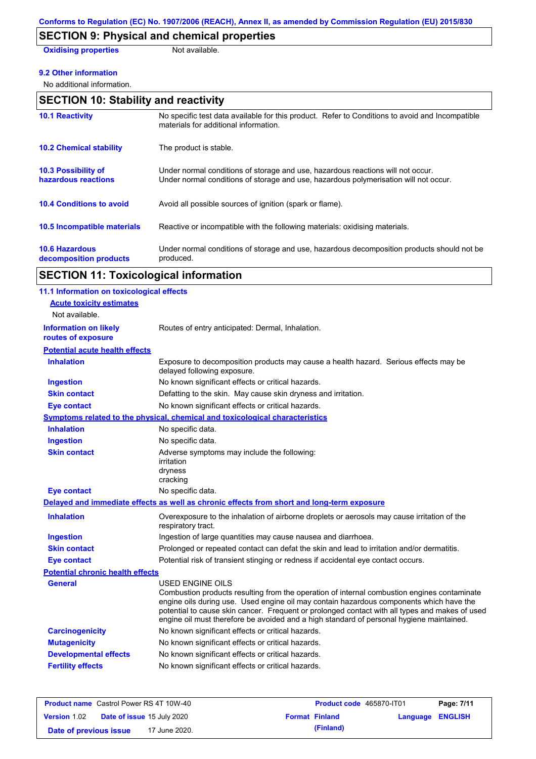## SECTION 9: Physical and chemical properties

**Oxidising properties** Not available.

**9.2 Other information**

No additional information.

## SECTION 10: Stability and reactivity

| | |
|---|---|
| **10.1 Reactivity** | No specific test data available for this product. Refer to Conditions to avoid and Incompatible materials for additional information. |
| **10.2 Chemical stability** | The product is stable. |
| **10.3 Possibility of hazardous reactions** | Under normal conditions of storage and use, hazardous reactions will not occur. Under normal conditions of storage and use, hazardous polymerisation will not occur. |
| **10.4 Conditions to avoid** | Avoid all possible sources of ignition (spark or flame). |
| **10.5 Incompatible materials** | Reactive or incompatible with the following materials: oxidising materials. |
| **10.6 Hazardous decomposition products** | Under normal conditions of storage and use, hazardous decomposition products should not be produced. |

## SECTION 11: Toxicological information

**11.1 Information on toxicological effects**

**Acute toxicity estimates**

Not available.

**Information on likely routes of exposure** Routes of entry anticipated: Dermal, Inhalation.

**Potential acute health effects**

| | |
|---|---|
| **Inhalation** | Exposure to decomposition products may cause a health hazard. Serious effects may be delayed following exposure. |
| **Ingestion** | No known significant effects or critical hazards. |
| **Skin contact** | Defatting to the skin. May cause skin dryness and irritation. |
| **Eye contact** | No known significant effects or critical hazards. |

**Symptoms related to the physical, chemical and toxicological characteristics**

| | |
|---|---|
| **Inhalation** | No specific data. |
| **Ingestion** | No specific data. |
| **Skin contact** | Adverse symptoms may include the following: irritation dryness cracking |
| **Eye contact** | No specific data. |

**Delayed and immediate effects as well as chronic effects from short and long-term exposure**

| | |
|---|---|
| **Inhalation** | Overexposure to the inhalation of airborne droplets or aerosols may cause irritation of the respiratory tract. |
| **Ingestion** | Ingestion of large quantities may cause nausea and diarrhoea. |
| **Skin contact** | Prolonged or repeated contact can defat the skin and lead to irritation and/or dermatitis. |
| **Eye contact** | Potential risk of transient stinging or redness if accidental eye contact occurs. |

**Potential chronic health effects**

| | |
|---|---|
| **General** | USED ENGINE OILS Combustion products resulting from the operation of internal combustion engines contaminate engine oils during use. Used engine oil may contain hazardous components which have the potential to cause skin cancer. Frequent or prolonged contact with all types and makes of used engine oil must therefore be avoided and a high standard of personal hygiene maintained. |
| **Carcinogenicity** | No known significant effects or critical hazards. |
| **Mutagenicity** | No known significant effects or critical hazards. |
| **Developmental effects** | No known significant effects or critical hazards. |
| **Fertility effects** | No known significant effects or critical hazards. |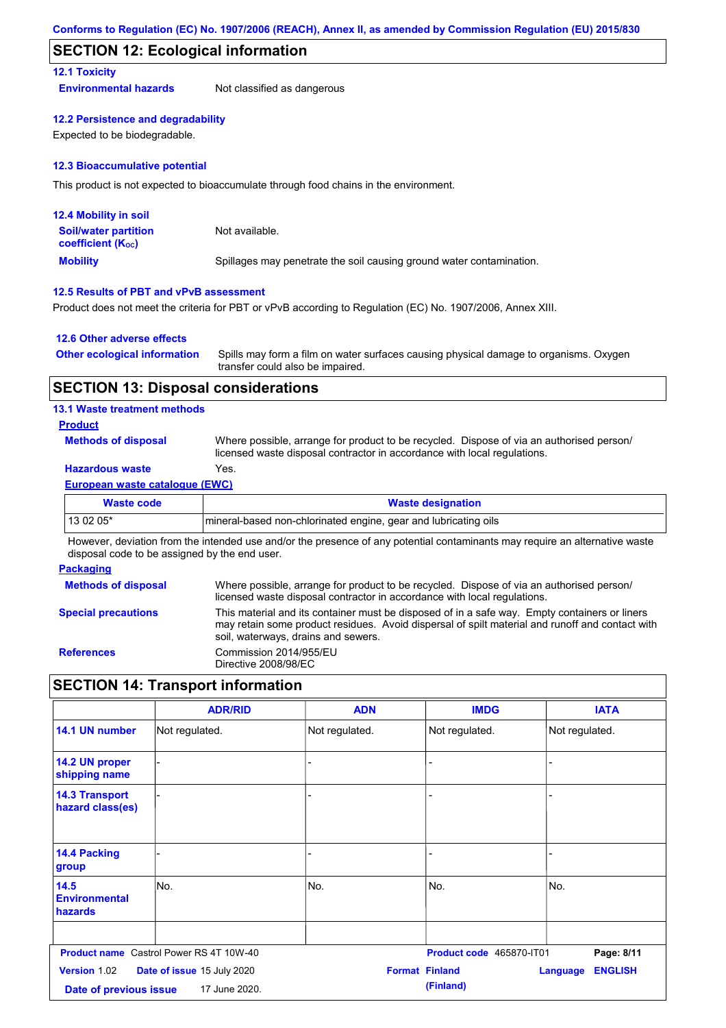## SECTION 12: Ecological information

### 12.1 Toxicity

**Environmental hazards** Not classified as dangerous

### 12.2 Persistence and degradability

Expected to be biodegradable.

### 12.3 Bioaccumulative potential

This product is not expected to bioaccumulate through food chains in the environment.

### 12.4 Mobility in soil

**Soil/water partition coefficient ($K_{OC}$)** Not available.

**Mobility** Spillages may penetrate the soil causing ground water contamination.

### 12.5 Results of PBT and vPvB assessment

Product does not meet the criteria for PBT or vPvB according to Regulation (EC) No. 1907/2006, Annex XIII.

### 12.6 Other adverse effects

**Other ecological information** Spills may form a film on water surfaces causing physical damage to organisms. Oxygen transfer could also be impaired.

## SECTION 13: Disposal considerations

### 13.1 Waste treatment methods

**Product**

**Methods of disposal** Where possible, arrange for product to be recycled. Dispose of via an authorised person/ licensed waste disposal contractor in accordance with local regulations.

**Hazardous waste** Yes.

**European waste catalogue (EWC)**

| Waste code | Waste designation |
|---|---|
| 13 02 05* | mineral-based non-chlorinated engine, gear and lubricating oils |

However, deviation from the intended use and/or the presence of any potential contaminants may require an alternative waste disposal code to be assigned by the end user.

**Packaging**

**Methods of disposal** Where possible, arrange for product to be recycled. Dispose of via an authorised person/ licensed waste disposal contractor in accordance with local regulations.

**Special precautions** This material and its container must be disposed of in a safe way. Empty containers or liners may retain some product residues. Avoid dispersal of spilt material and runoff and contact with soil, waterways, drains and sewers.

**References** Commission 2014/955/EU
Directive 2008/98/EC

## SECTION 14: Transport information

| | ADR/RID | ADN | IMDG | IATA |
|---|---|---|---|---|
| 14.1 UN number | Not regulated. | Not regulated. | Not regulated. | Not regulated. |
| 14.2 UN proper shipping name | - | - | - | - |
| 14.3 Transport hazard class(es) | - | - | - | - |
| 14.4 Packing group | - | - | - | - |
| 14.5 Environmental hazards | No. | No. | No. | No. |
| | | | | |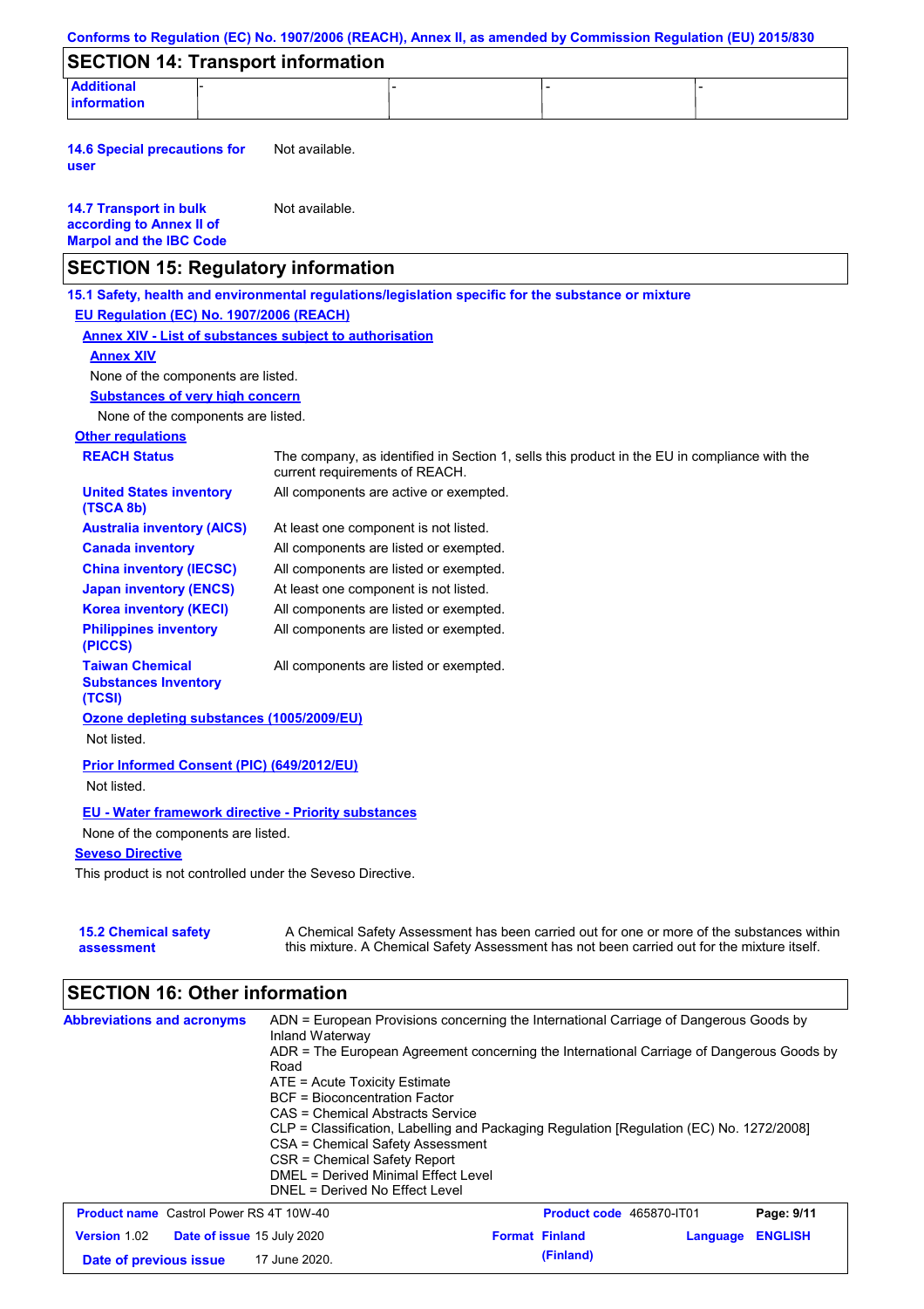## SECTION 14: Transport information

| Additional information | - | - | - | - |
|---|---|---|---|---|

**14.6 Special precautions for user** Not available.

**14.7 Transport in bulk according to Annex II of Marpol and the IBC Code** Not available.

## SECTION 15: Regulatory information

**15.1 Safety, health and environmental regulations/legislation specific for the substance or mixture**

**EU Regulation (EC) No. 1907/2006 (REACH)**

**Annex XIV - List of substances subject to authorisation**

**Annex XIV**

None of the components are listed.

**Substances of very high concern**

None of the components are listed.

**Other regulations**

| | |
|---|---|
| **REACH Status** | The company, as identified in Section 1, sells this product in the EU in compliance with the current requirements of REACH. |
| **United States inventory (TSCA 8b)** | All components are active or exempted. |
| **Australia inventory (AICS)** | At least one component is not listed. |
| **Canada inventory** | All components are listed or exempted. |
| **China inventory (IECSC)** | All components are listed or exempted. |
| **Japan inventory (ENCS)** | At least one component is not listed. |
| **Korea inventory (KECI)** | All components are listed or exempted. |
| **Philippines inventory (PICCS)** | All components are listed or exempted. |
| **Taiwan Chemical Substances Inventory (TCSI)** | All components are listed or exempted. |

**Ozone depleting substances (1005/2009/EU)**

Not listed.

**Prior Informed Consent (PIC) (649/2012/EU)**

Not listed.

**EU - Water framework directive - Priority substances**

None of the components are listed.

**Seveso Directive**

This product is not controlled under the Seveso Directive.

**15.2 Chemical safety assessment** A Chemical Safety Assessment has been carried out for one or more of the substances within this mixture. A Chemical Safety Assessment has not been carried out for the mixture itself.

## SECTION 16: Other information

**Abbreviations and acronyms**

ADN = European Provisions concerning the International Carriage of Dangerous Goods by Inland Waterway
ADR = The European Agreement concerning the International Carriage of Dangerous Goods by Road
ATE = Acute Toxicity Estimate
BCF = Bioconcentration Factor
CAS = Chemical Abstracts Service
CLP = Classification, Labelling and Packaging Regulation [Regulation (EC) No. 1272/2008]
CSA = Chemical Safety Assessment
CSR = Chemical Safety Report
DMEL = Derived Minimal Effect Level
DNEL = Derived No Effect Level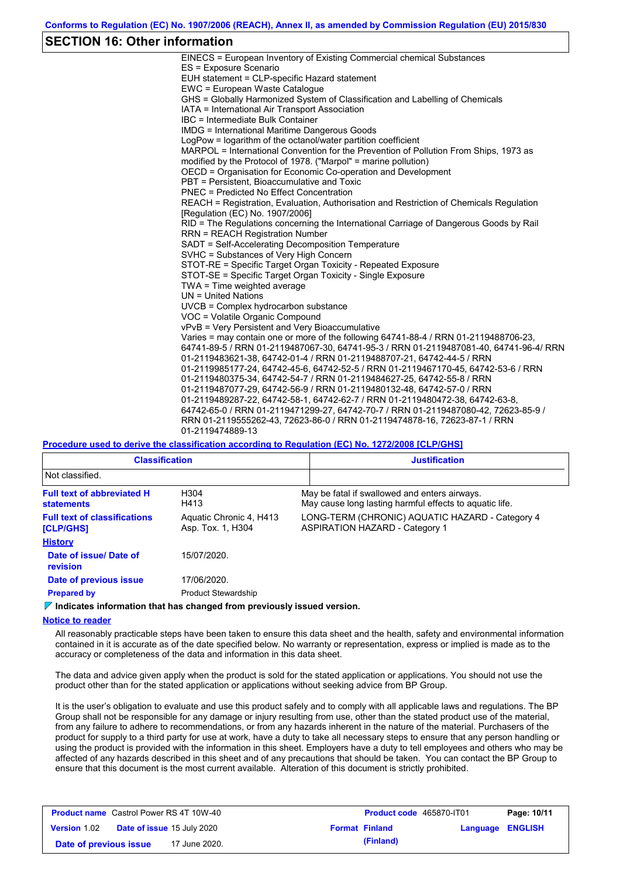## SECTION 16: Other information

EINECS = European Inventory of Existing Commercial chemical Substances
ES = Exposure Scenario
EUH statement = CLP-specific Hazard statement
EWC = European Waste Catalogue
GHS = Globally Harmonized System of Classification and Labelling of Chemicals
IATA = International Air Transport Association
IBC = Intermediate Bulk Container
IMDG = International Maritime Dangerous Goods
LogPow = logarithm of the octanol/water partition coefficient
MARPOL = International Convention for the Prevention of Pollution From Ships, 1973 as modified by the Protocol of 1978. ("Marpol" = marine pollution)
OECD = Organisation for Economic Co-operation and Development
PBT = Persistent, Bioaccumulative and Toxic
PNEC = Predicted No Effect Concentration
REACH = Registration, Evaluation, Authorisation and Restriction of Chemicals Regulation [Regulation (EC) No. 1907/2006]
RID = The Regulations concerning the International Carriage of Dangerous Goods by Rail
RRN = REACH Registration Number
SADT = Self-Accelerating Decomposition Temperature
SVHC = Substances of Very High Concern
STOT-RE = Specific Target Organ Toxicity - Repeated Exposure
STOT-SE = Specific Target Organ Toxicity - Single Exposure
TWA = Time weighted average
UN = United Nations
UVCB = Complex hydrocarbon substance
VOC = Volatile Organic Compound
vPvB = Very Persistent and Very Bioaccumulative
Varies = may contain one or more of the following 64741-88-4 / RRN 01-2119488706-23, 64741-89-5 / RRN 01-2119487067-30, 64741-95-3 / RRN 01-2119487081-40, 64741-96-4/ RRN 01-2119483621-38, 64742-01-4 / RRN 01-2119488707-21, 64742-44-5 / RRN 01-2119985177-24, 64742-45-6, 64742-52-5 / RRN 01-2119467170-45, 64742-53-6 / RRN 01-2119480375-34, 64742-54-7 / RRN 01-2119484627-25, 64742-55-8 / RRN 01-2119487077-29, 64742-56-9 / RRN 01-2119480132-48, 64742-57-0 / RRN 01-2119489287-22, 64742-58-1, 64742-62-7 / RRN 01-2119480472-38, 64742-63-8, 64742-65-0 / RRN 01-2119471299-27, 64742-70-7 / RRN 01-2119487080-42, 72623-85-9 / RRN 01-2119555262-43, 72623-86-0 / RRN 01-2119474878-16, 72623-87-1 / RRN 01-2119474889-13

**Procedure used to derive the classification according to Regulation (EC) No. 1272/2008 [CLP/GHS]**

| Classification | Justification |
|---|---|
| Not classified. | |

**Full text of abbreviated H statements**

| | |
|---|---|
| H304 | May be fatal if swallowed and enters airways. |
| H413 | May cause long lasting harmful effects to aquatic life. |

**Full text of classifications [CLP/GHS]**

| | |
|---|---|
| Aquatic Chronic 4, H413 | LONG-TERM (CHRONIC) AQUATIC HAZARD - Category 4 |
| Asp. Tox. 1, H304 | ASPIRATION HAZARD - Category 1 |

**History**

**Date of issue/ Date of revision:** 15/07/2020.

**Date of previous issue:** 17/06/2020.

**Prepared by:** Product Stewardship

**Indicates information that has changed from previously issued version.**

**Notice to reader**

All reasonably practicable steps have been taken to ensure this data sheet and the health, safety and environmental information contained in it is accurate as of the date specified below. No warranty or representation, express or implied is made as to the accuracy or completeness of the data and information in this data sheet.

The data and advice given apply when the product is sold for the stated application or applications. You should not use the product other than for the stated application or applications without seeking advice from BP Group.

It is the user's obligation to evaluate and use this product safely and to comply with all applicable laws and regulations. The BP Group shall not be responsible for any damage or injury resulting from use, other than the stated product use of the material, from any failure to adhere to recommendations, or from any hazards inherent in the nature of the material. Purchasers of the product for supply to a third party for use at work, have a duty to take all necessary steps to ensure that any person handling or using the product is provided with the information in this sheet. Employers have a duty to tell employees and others who may be affected of any hazards described in this sheet and of any precautions that should be taken. You can contact the BP Group to ensure that this document is the most current available. Alteration of this document is strictly prohibited.